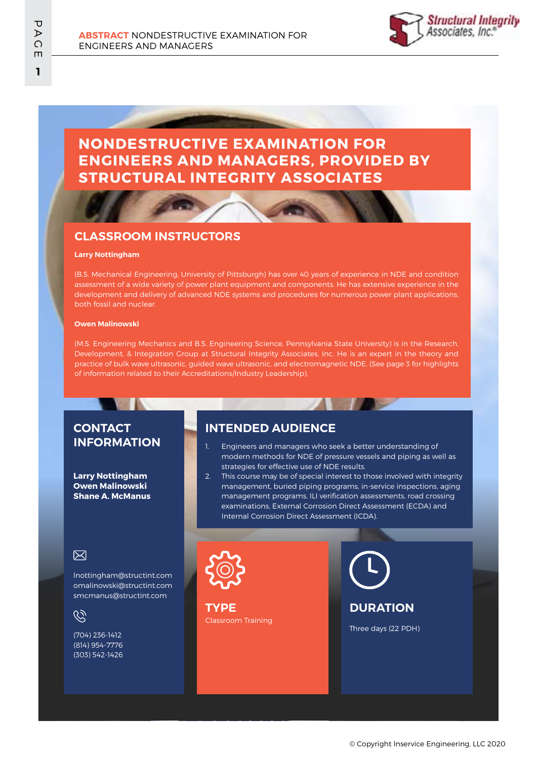# NONDESTRUCTIVE EXAMINATION FOR ENGINEERS AND MANAGERS, PROVIDED BY STRUCTURAL INTEGRITY ASSOCIATES

## CLASSROOM INSTRUCTORS

**Larry Nottingham**

(B.S. Mechanical Engineering, University of Pittsburgh) has over 40 years of experience in NDE and condition assessment of a wide variety of power plant equipment and components. He has extensive experience in the development and delivery of advanced NDE systems and procedures for numerous power plant applications, both fossil and nuclear.

**Owen Malinowski**

(M.S. Engineering Mechanics and B.S. Engineering Science, Pennsylvania State University) is in the Research, Development, & Integration Group at Structural Integrity Associates, Inc. He is an expert in the theory and practice of bulk wave ultrasonic, guided wave ultrasonic, and electromagnetic NDE. (See page 3 for highlights of information related to their Accreditations/Industry Leadership).

## CONTACT INFORMATION

**Larry Nottingham**
**Owen Malinowski**
**Shane A. McManus**

lnottingham@structint.com
omalinowski@structint.com
smcmanus@structint.com

(704) 236-1412
(814) 954-7776
(303) 542-1426

## INTENDED AUDIENCE

1. Engineers and managers who seek a better understanding of modern methods for NDE of pressure vessels and piping as well as strategies for effective use of NDE results.
2. This course may be of special interest to those involved with integrity management, buried piping programs, in-service inspections, aging management programs, ILI verification assessments, road crossing examinations, External Corrosion Direct Assessment (ECDA) and Internal Corrosion Direct Assessment (ICDA).

## TYPE

Classroom Training

## DURATION

Three days (22 PDH)

© Copyright Inservice Engineering, LLC 2020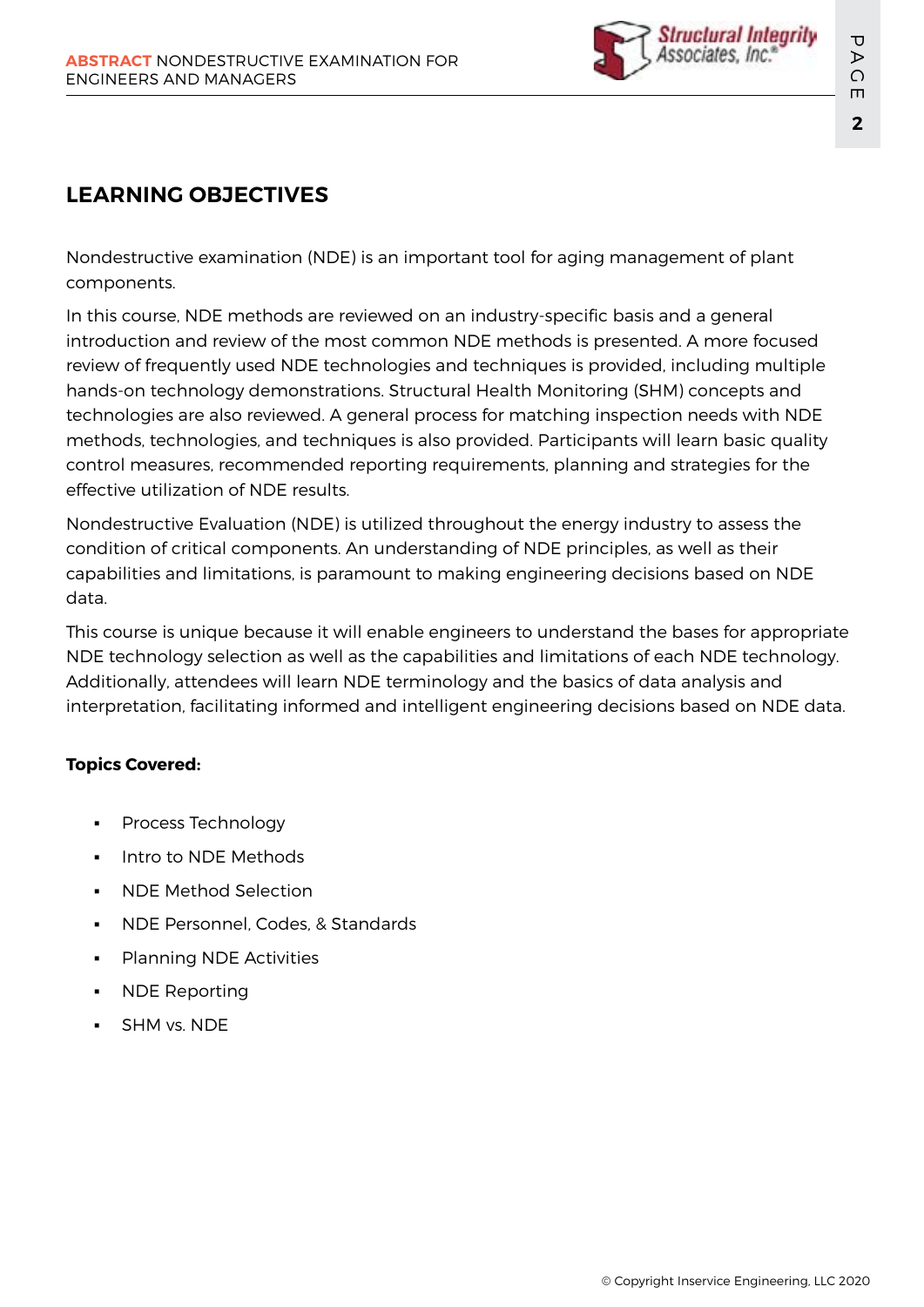## LEARNING OBJECTIVES

Nondestructive examination (NDE) is an important tool for aging management of plant components.

In this course, NDE methods are reviewed on an industry-specific basis and a general introduction and review of the most common NDE methods is presented. A more focused review of frequently used NDE technologies and techniques is provided, including multiple hands-on technology demonstrations. Structural Health Monitoring (SHM) concepts and technologies are also reviewed. A general process for matching inspection needs with NDE methods, technologies, and techniques is also provided. Participants will learn basic quality control measures, recommended reporting requirements, planning and strategies for the effective utilization of NDE results.

Nondestructive Evaluation (NDE) is utilized throughout the energy industry to assess the condition of critical components. An understanding of NDE principles, as well as their capabilities and limitations, is paramount to making engineering decisions based on NDE data.

This course is unique because it will enable engineers to understand the bases for appropriate NDE technology selection as well as the capabilities and limitations of each NDE technology. Additionally, attendees will learn NDE terminology and the basics of data analysis and interpretation, facilitating informed and intelligent engineering decisions based on NDE data.

**Topics Covered:**

- Process Technology
- Intro to NDE Methods
- NDE Method Selection
- NDE Personnel, Codes, & Standards
- Planning NDE Activities
- NDE Reporting
- SHM vs. NDE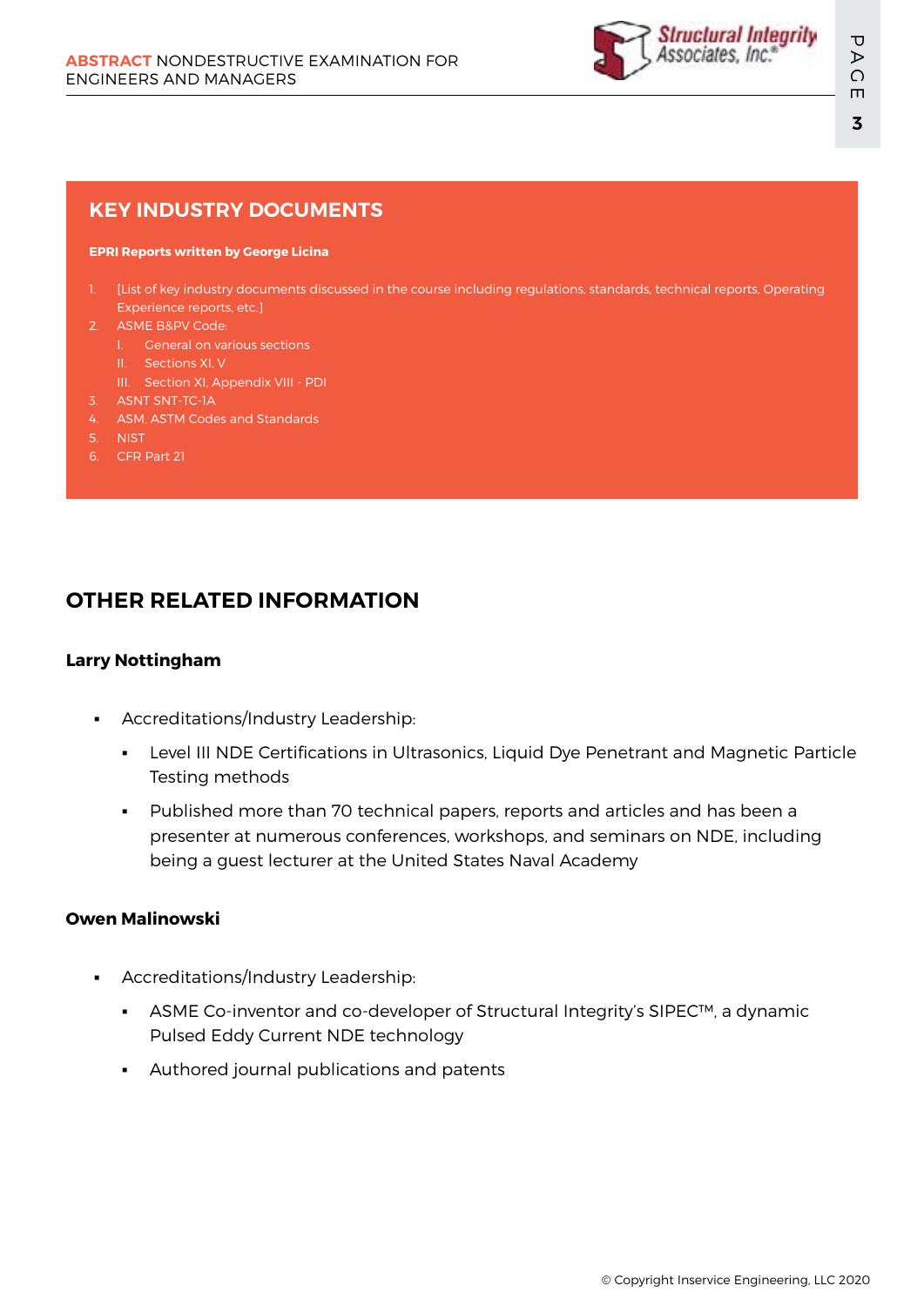## KEY INDUSTRY DOCUMENTS

**EPRI Reports written by George Licina**

1. [List of key industry documents discussed in the course including regulations, standards, technical reports, Operating Experience reports, etc.]
2. ASME B&PV Code:
   - I. General on various sections
   - II. Sections XI, V
   - III. Section XI, Appendix VIII - PDI
3. ASNT SNT-TC-1A
4. ASM, ASTM Codes and Standards
5. NIST
6. CFR Part 21

## OTHER RELATED INFORMATION

### Larry Nottingham

- Accreditations/Industry Leadership:
  - Level III NDE Certifications in Ultrasonics, Liquid Dye Penetrant and Magnetic Particle Testing methods
  - Published more than 70 technical papers, reports and articles and has been a presenter at numerous conferences, workshops, and seminars on NDE, including being a guest lecturer at the United States Naval Academy

### Owen Malinowski

- Accreditations/Industry Leadership:
  - ASME Co-inventor and co-developer of Structural Integrity's SIPEC™, a dynamic Pulsed Eddy Current NDE technology
  - Authored journal publications and patents

© Copyright Inservice Engineering, LLC 2020